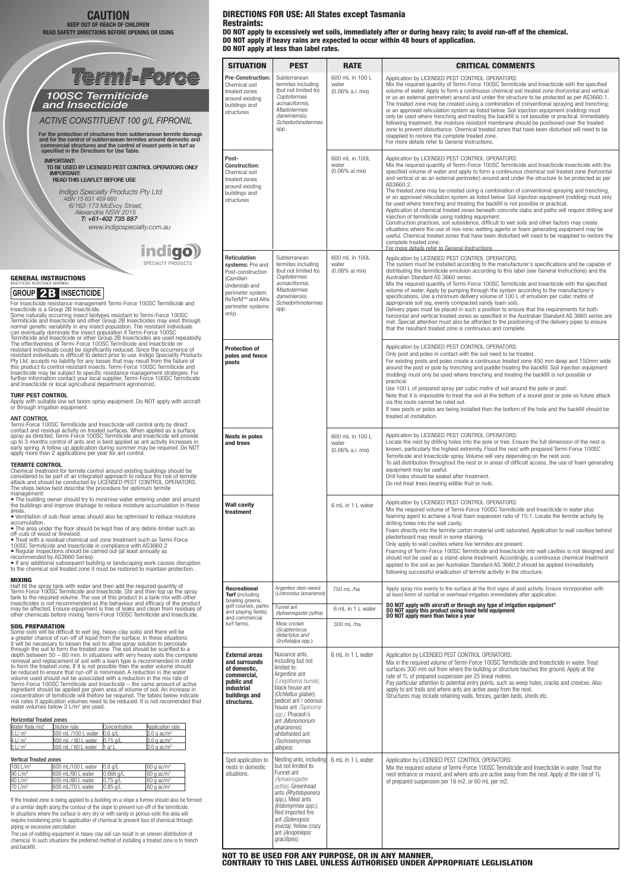# CAUTION

**KEEP OUT OF REACH OF CHILDREN**
**READ SAFETY DIRECTIONS BEFORE OPENING OR USING**

# Termi-Force

## *100SC Termiticide and Insecticide*

### *ACTIVE CONSTITUENT 100 g/L FIPRONIL*

**For the protection of structures from subterranean termite damage and for the control of subterranean termites around domestic and commercial structures and the control of insect pests in turf as specified in the Directions for Use Table.**

**IMPORTANT:**
**TO BE USED BY LICENSED PEST CONTROL OPERATORS ONLY**
**IMPORTANT:**
**READ THIS LEAFLET BEFORE USE**

*Indigo Specialty Products Pty Ltd*
*ABN 15 631 459 660*
*6/163-173 McEvoy Street,*
*Alexandria NSW 2015*
***T: +61-402 735 887***
*www.indigospecialty.com.au*

indigo SPECIALTY PRODUCTS

## GENERAL INSTRUCTIONS

INSECTICIDE RESISTANCE WARNING

**GROUP 2B INSECTICIDE**

For insecticide resistance management Termi-Force 100SC Termiticide and Insecticide is a Group 2B Insecticide.
Some naturally occurring insect biotypes resistant to Termi-Force 100SC Termiticide and Insecticide and other Group 2B Insecticides may exist through normal genetic variability in any insect population. The resistant individuals can eventually dominate the insect population if Termi-Force 100SC Termiticide and Insecticide or other Group 2B Insecticides are used repeatedly. The effectiveness of Termi-Force 100SC Termiticide and Insecticide on resistant individuals could be significantly reduced. Since the occurrence of resistant individuals is difficult to detect prior to use. Indigo Speciality Products Pty Ltd. accepts no liability for any losses that may result from the failure of this product to control resistant insects. Termi-Force 100SC Termiticide and Insecticide may be subject to specific resistance management strategies. For further information contact your local supplier, Termi-Force 100SC Termiticide and Insecticide or local agricultural department agronomist.

### TURF PEST CONTROL

Apply with suitable low set boom spray equipment. Do NOT apply with aircraft or through irrigation equipment.

### ANT CONTROL

Termi-Force 100SC Termiticide and Insecticide will control ants by direct contact and residual activity on treated surfaces. When applied as a surface spray as directed, Termi-Force 100SC Termiticide and Insecticide will provide up to 3 months control of ants and is best applied as ant activity increases in early spring. A follow up application during summer may be required. Do NOT apply more than 2 applications per year for ant control.

### TERMITE CONTROL

Chemical treatment for termite control around existing buildings should be considered to be part of an integrated approach to reduce the risk of termite attack and should be conducted by LICENSED PEST CONTROL OPERATORS. The steps below best describe the procedure for optimum termite management:

- The building owner should try to minimise water entering under and around the buildings and improve drainage to reduce moisture accumulation in these areas.
- Ventilation of sub-floor areas should also be optimised to reduce moisture accumulation.
- The area under the floor should be kept free of any debris-timber such as off-cuts of wood or firewood.
- Treat with a residual chemical soil zone treatment such as Termi-Force 100SC Termiticide and Insecticide in compliance with AS3660.2
- Regular inspections should be carried out (at least annually as recommended by AS3660 Series).
- If any additional subsequent building or landscaping work causes disruption to the chemical soil treated zone it must be restored to maintain protection.

### MIXING

Half fill the spray tank with water and then add the required quantity of Termi-Force 100SC Termiticide and Insecticide. Stir and then top up the spray tank to the required volume. The use of this product in a tank mix with other insecticides is not recommended as the behaviour and efficacy of the product may be affected. Ensure equipment is free of leaks and clean from residues of other chemicals before mixing Termi-Force 100SC Termiticide and Insecticide.

### SOIL PREPARATION

Some soils will be difficult to wet (eg. heavy clay soils) and there will be a greater chance of run-off of liquid from the surface. In these situations it will be necessary to loosen the soil to allow spray solution to percolate through the soil to form the treated zone. The soil should be scarified to a depth between 50 – 80 mm. In situations with very heavy soils the complete removal and replacement of soil with a loam type is recommended in order to form the treated zone. If it is not possible then the water volume should be reduced to ensure that run-off is minimised. A reduction in the water volume used should not be associated with a reduction in the mix rate of Termi-Force 100SC Termiticide and Insecticide – the same amount of active ingredient should be applied per given area of volume of soil. An increase in concentration of termiticide will thefore be required. The tables below indicate mix rates if application volumes need to be reduced. It is not recommended that water volumes below 3 L/m² are used.

**Horizontal Treated zones**

| Water Rate /m2 | Dilution rate | Concentration | Application rate |
|---|---|---|---|
| 5 L/ m² | 600 mL /100 L water | 0.6 g/L | 3.0 g ac/m² |
| 4 L/ m² | 600 mL / 80 L water | 0.75 g/L | 3.0 g ac/m² |
| 3 L/ m² | 600 mL / 60 L water | 1 g/ L | 3.0 g ac/m² |

**Vertical Treated zones**

| | | | |
|---|---|---|---|
| 100 L/m³ | 600 mL/100 L water | 0.6 g/L | 60 g ac/m³ |
| 90 L/m³ | 600 mL/90 L water | 0.666 g/L | 60 g ac/m³ |
| 80 L/m³ | 600 mL/80 L water | 0.75 g/L | 60 g ac/m³ |
| 70 L/m³ | 600 mL/70 L water | 0.85 g/L | 60 g ac/m³ |

If the treated zone is being applied to a building on a slope a furrow should also be formed of a similar depth along the contour of the slope to prevent run-off of the termiticide. In situations where the surface is very dry or with sandy or porous soils the area will require moistening prior to application of chemical to prevent loss of chemical through piping or excessive percolation.
The use of rodding equipment in heavy clay soil can result in an uneven distribution of chemical. In such situations the preferred method of installing a treated zone is to trench and backfill.

## DIRECTIONS FOR USE: All States except Tasmania

**Restraints:**

**DO NOT apply to excessively wet soils, immediately after or during heavy rain; to avoid run-off of the chemical.**
**DO NOT apply if heavy rains are expected to occur within 48 hours of application.**
**DO NOT apply at less than label rates.**

| SITUATION | PEST | RATE | CRITICAL COMMENTS |
|---|---|---|---|
| **Pre-Construction:** Chemical soil treated zones around existing buildings and structures | Subterranean termites including (but not limited to) *Coptotermes acinaciformis, Mastotermes darwiniensis, Schedorhinotermes* spp. | 600 mL in 100 L water (0.06% a.i. mix) | Application by LICENSED PEST CONTROL OPERATORS: Mix the required quantity of Termi-Force 100SC Termiticide and Insecticide with the specified volume of water. Apply to form a continuous chemical soil treated zone (horizontal and vertical or as an external perimeter) around and under the structure to be protected as per AS3660.1. The treated zone may be created using a combination of conventional spraying and trenching; or an approved reticulation system as listed below. Soil injection equipment (rodding) must only be used where trenching and treating the backfill is not possible or practical. Immediately following treatment, the moisture resistant membrane should be positioned over the treated zone to prevent disturbance. Chemical treated zones that have been disturbed will need to be reapplied to restore the complete treated zone. For more details refer to General Instructions. |
| **Post-Construction:** Chemical soil treated zones around existing buildings and structures | | 600 mL in 100L water (0.06% ai mix) | Application by LICENSED PEST CONTROL OPERATORS: Mix the required quantity of Termi-Force 100SC Termiticide and Insecticide Insecticide with the specified volume of water and apply to form a continuous chemical soil treated zone (horizontal and vertical or as an external perimeter) around and under the structure to be protected as per AS3660.2. The treated zone may be created using a combination of conventional spraying and trenching, or an approved reticulation system as listed below. Soil injection equipment (rodding) must only be used where trenching and treating the backfill is not possible or practical. Application of chemical treated zones beneath concrete slabs and paths will require drilling and injection of termiticide using rodding equipment. Construction practices, soil subsidence, difficult to wet soils and other factors may create situations where the use of non-ionic wetting agents or foam generating equipment may be useful. Chemical treated zones that have been disturbed will need to be reapplied to restore the complete treated zone. For more details refer to General Instructions |
| **Reticulation systems:** Pre and Post-construction (Camilleri Underslab and perimeter system. ReTerM™ and Altis perimeter systems only) | Subterranean termites including (but not limited to) *Coptotermes acinaciformis, Mastotermes darwiniensis, Schedorhinotermes* spp. | 600 mL in 100L water (0.06% ai mix) | Application by LICENSED PEST CONTROL OPERATORS: The system must be installed according to the manufacturer's specifications and be capable of distributing the termiticide emulsion according to this label (see General Instructions) and the Australian Standard AS 3660 series. Mix the required quantity of Termi-Force 100SC Termiticide and Insecticide with the specified volume of water. Apply by pumping through the system according to the manufacturer's specifications. Use a minimum delivery volume of 100 L of emulsion per cubic metre of appropriate soil (eg, evenly compacted sandy loam soil). Delivery pipes must be placed in such a position to ensure that the requirements for both horizontal and vertical treated zones as specified in the Australian Standard AS 3660 series are met. Special attention must also be afforded to the positioning of the delivery pipes to ensure that the resultant treated zone is continuous and complete. |
| **Protection of poles and fence posts** | | | Application by LICENSED PEST CONTROL OPERATORS: Only post and poles in contact with the soil need to be treated. For existing posts and poles create a continuous treated zone 450 mm deep and 150mm wide around the post or pole by trenching and puddle treating the backfill. Soil injection equipment (rodding) must only be used where trenching and treating the backfill is not possible or practical. Use 100 L of prepared spray per cubic metre of soil around the pole or post. Note that it is impossible to treat the soil at the bottom of a sound post or pole so future attack via this route cannot be ruled out. If new posts or poles are being installed then the bottom of the hole and the backfill should be treated at installation. |
| **Nests in poles and trees** | | 600 mL in 100 L water (0.06% a.i. mix) | Application by LICENSED PEST CONTROL OPERATORS: Locate the nest by drilling holes into the pole or tree. Ensure the full dimension of the nest is known, particularly the highest extremity. Flood the nest with prepared Termi-Force 100SC Termiticide and Insecticide spray. Volume will vary depending on the nest size. To aid distribution throughout the nest or in areas of difficult access, the use of foam generating equipment may be useful. Drill holes should be sealed after treatment. Do not treat trees bearing edible fruit or nuts. |
| **Wall cavity treatment** | | 6 mL in 1 L water | Application by LICENSED PEST CONTROL OPERATORS: Mix the required volume of Termi-Force 100SC Termiticide and Insecticide in water plus foaming agent to achieve a final foam expansion ratio of 15:1. Locate the termite activity by drilling holes into the wall cavity. Foam directly into the termite carton material until saturated. Application to wall cavities behind plasterboard may result in some staining. Only apply to wall cavities where live termites are present. Foaming of Termi-Force 100SC Termiticide and Insecticide into wall cavities is not designed and should not be used as a stand-alone treatment. Accordingly, a continuous chemical treatment applied to the soil as per Australian Standard AS 3660.2 should be applied immediately following successful eradication of termite activity in the structure. |
| **Recreational Turf** (including bowling greens, golf courses, parks and playing fields) and commercial turf farms. | Argentine stem weevil (*Listronotus bonariensis*) | 750 mL /ha | Apply spray mix evenly to the surface at the first signs of pest activity. Ensure incorporation with at least 6mm of rainfall or overhead irrigation immediately after application. **DO NOT apply with aircraft or through any type of irrigation equipment" DO NOT apply this product using hand held equipment DO NOT apply more than twice a year** |
| | Funnel ant (*Aphaenogaster pythia*) | 6 mL in 1 L water | |
| | Mole cricket (*Scapteriscus didactylus* and *Gryllotalpa* spp.) | 300 mL /ha | |
| **External areas and surrounds of domestic, commercial, public and industrial buildings and structures.** | Nuisance ants, including but not limited to: Argentine ant (*Linepithema humile*), black house ant (*Ochtellus glaber*), pedicel ant / odorous house ant (*Tapinoma spp.*), Pharaoh's ant (*Monomorium pharanonis*), whitefooted ant (*Technomyrmex albipes*). | 6 mL in 1 L water | Application by LICENSED PEST CONTROL OPERATORS: Mix in the required volume of Termi-Force 100SC Termiticide and Insecticide in water. Treat surfaces 300 mm out from where the building or structure touches the ground. Apply at the rate of 1L of prepared suspension per 25 lineal metres. Pay particular attention to potential entry points, such as weep holes, cracks and crevices. Also apply to ant trails and where ants are active away from the nest. Structures may include retaining walls, fences, garden beds, sheds etc. |
| Spot application to nests in domestic situations. | Nesting ants, including but not limited to: Funnel ant (*Aphaenogaster pythia*), Greenhead ants (*Rhytidoponera spp.*), Meat ants (*Iridomyrmex spp.*), Red imported fire ant (*Solenopsis invicta*), Yellow crazy ant (*Anoplolepis gracilipes*). | 6 mL in 1 L water | Application by LICENSED PEST CONTROL OPERATORS: Mix the required volume of Termi-Force 100SC Termiticide and Insecticide in water. Treat the nest entrance or mound, and where ants are active away from the nest. Apply at the rate of 1L of prepared suspension per 16 m2, or 60 mL per m2. |

**NOT TO BE USED FOR ANY PURPOSE, OR IN ANY MANNER, CONTRARY TO THIS LABEL UNLESS AUTHORISED UNDER APPROPRIATE LEGLISLATION**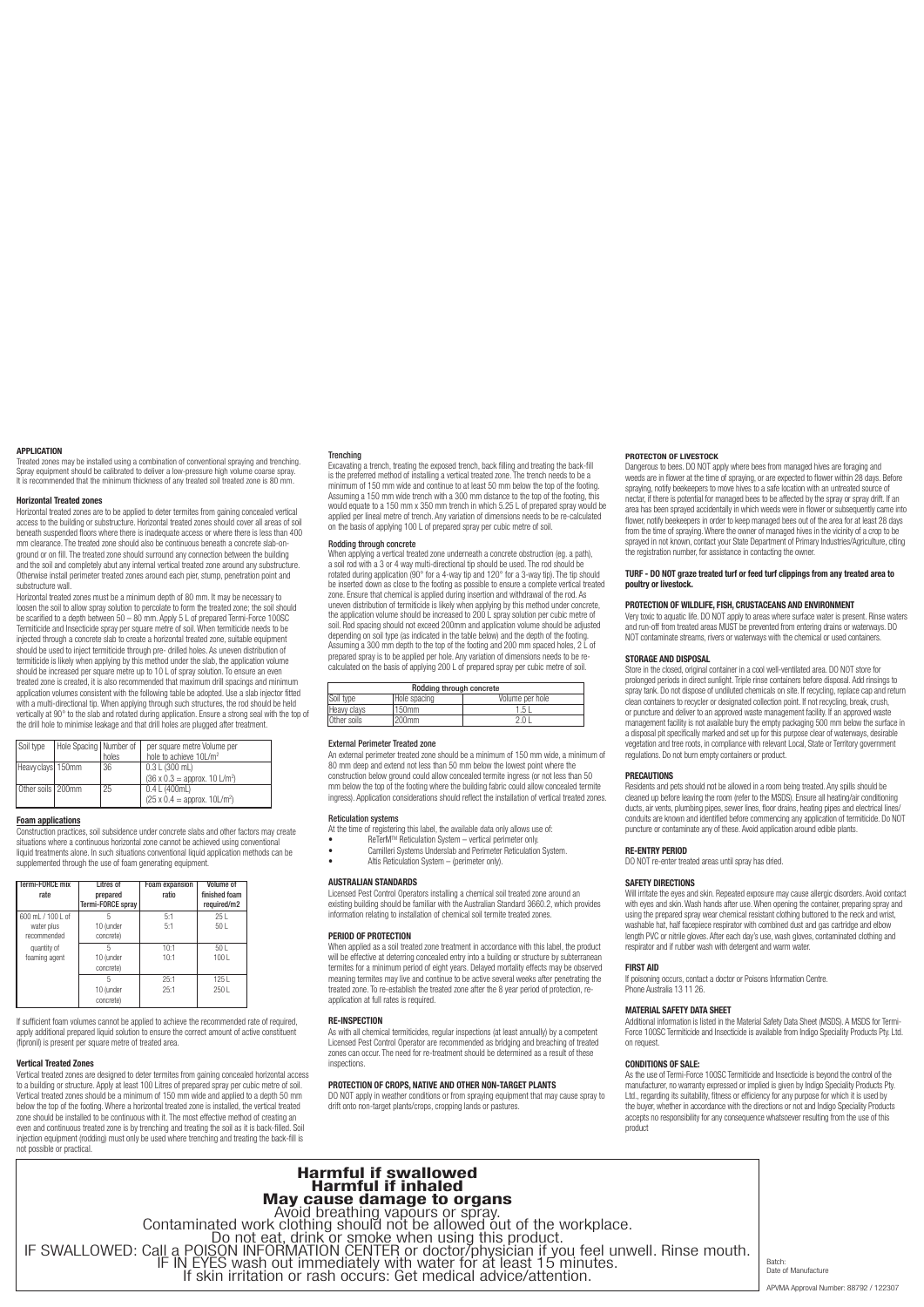## APPLICATION

Treated zones may be installed using a combination of conventional spraying and trenching. Spray equipment should be calibrated to deliver a low-pressure high volume coarse spray. It is recommended that the minimum thickness of any treated soil treated zone is 80 mm.

### Horizontal Treated zones

Horizontal treated zones are to be applied to deter termites from gaining concealed vertical access to the building or substructure. Horizontal treated zones should cover all areas of soil beneath suspended floors where there is inadequate access or where there is less than 400 mm clearance. The treated zone should also be continuous beneath a concrete slab-on-ground or on fill. The treated zone should surround any connection between the building and the soil and completely abut any internal vertical treated zone around any substructure. Otherwise install perimeter treated zones around each pier, stump, penetration point and substructure wall.

Horizontal treated zones must be a minimum depth of 80 mm. It may be necessary to loosen the soil to allow spray solution to percolate to form the treated zone; the soil should be scarified to a depth between 50 – 80 mm. Apply 5 L of prepared Termi-Force 100SC Termiticide and Insecticide spray per square metre of soil. When termiticide needs to be injected through a concrete slab to create a horizontal treated zone, suitable equipment should be used to inject termiticide through pre- drilled holes. As uneven distribution of termiticide is likely when applying by this method under the slab, the application volume should be increased per square metre up to 10 L of spray solution. To ensure an even treated zone is created, it is also recommended that maximum drill spacings and minimum application volumes consistent with the following table be adopted. Use a slab injector fitted with a multi-directional tip. When applying through such structures, the rod should be held vertically at 90° to the slab and rotated during application. Ensure a strong seal with the top of the drill hole to minimise leakage and that drill holes are plugged after treatment.

| Soil type | Hole Spacing | Number of holes | per square metre Volume per hole to achieve 10L/m$^2$ |
|---|---|---|---|
| Heavy clays | 150mm | 36 | 0.3 L (300 mL) (36 x 0.3 = approx. 10 L/m$^2$) |
| Other soils | 200mm | 25 | 0.4 L (400mL) (25 x 0.4 = approx. 10L/m$^2$) |

### Foam applications

Construction practices, soil subsidence under concrete slabs and other factors may create situations where a continuous horizontal zone cannot be achieved using conventional liquid treatments alone. In such situations conventional liquid application methods can be supplemented through the use of foam generating equipment.

| Termi-FORCE mix rate | Litres of prepared Termi-FORCE spray | Foam expansion ratio | Volume of finished foam required/m2 |
|---|---|---|---|
| 600 mL / 100 L of water plus recommended quantity of foaming agent | 5 | 5:1 | 25 L |
| | 10 (under concrete) | 5:1 | 50 L |
| | 5 | 10:1 | 50 L |
| | 10 (under concrete) | 10:1 | 100 L |
| | 5 | 25:1 | 125 L |
| | 10 (under concrete) | 25:1 | 250 L |

If sufficient foam volumes cannot be applied to achieve the recommended rate of required, apply additional prepared liquid solution to ensure the correct amount of active constituent (fipronil) is present per square metre of treated area.

### Vertical Treated Zones

Vertical treated zones are designed to deter termites from gaining concealed horizontal access to a building or structure. Apply at least 100 Litres of prepared spray per cubic metre of soil. Vertical treated zones should be a minimum of 150 mm wide and applied to a depth 50 mm below the top of the footing. Where a horizontal treated zone is installed, the vertical treated zone should be installed to be continuous with it. The most effective method of creating an even and continuous treated zone is by trenching and treating the soil as it is back-filled. Soil injection equipment (rodding) must only be used where trenching and treating the back-fill is not possible or practical.

### Trenching

Excavating a trench, treating the exposed trench, back filling and treating the back-fill is the preferred method of installing a vertical treated zone. The trench needs to be a minimum of 150 mm wide and continue to at least 50 mm below the top of the footing. Assuming a 150 mm wide trench with a 300 mm distance to the top of the footing, this would equate to a 150 mm x 350 mm trench in which 5.25 L of prepared spray would be applied per lineal metre of trench. Any variation of dimensions needs to be re-calculated on the basis of applying 100 L of prepared spray per cubic metre of soil.

### Rodding through concrete

When applying a vertical treated zone underneath a concrete obstruction (eg. a path), a soil rod with a 3 or 4 way multi-directional tip should be used. The rod should be rotated during application (90° for a 4-way tip and 120° for a 3-way tip). The tip should be inserted down as close to the footing as possible to ensure a complete vertical treated zone. Ensure that chemical is applied during insertion and withdrawal of the rod. As uneven distribution of termiticide is likely when applying by this method under concrete, the application volume should be increased to 200 L spray solution per cubic metre of soil. Rod spacing should not exceed 200mm and application volume should be adjusted depending on soil type (as indicated in the table below) and the depth of the footing. Assuming a 300 mm depth to the top of the footing and 200 mm spaced holes, 2 L of prepared spray is to be applied per hole. Any variation of dimensions needs to be re-calculated on the basis of applying 200 L of prepared spray per cubic metre of soil.

| Rodding through concrete | | |
|---|---|---|
| Soil type | Hole spacing | Volume per hole |
| Heavy clays | 150mm | 1.5 L |
| Other soils | 200mm | 2.0 L |

### External Perimeter Treated zone

An external perimeter treated zone should be a minimum of 150 mm wide, a minimum of 80 mm deep and extend not less than 50 mm below the lowest point where the construction below ground could allow concealed termite ingress (or not less than 50 mm below the top of the footing where the building fabric could allow concealed termite ingress). Application considerations should reflect the installation of vertical treated zones.

### Reticulation systems

At the time of registering this label, the available data only allows use of:

- ReTerM™ Reticulation System – vertical perimeter only.
- Camilleri Systems Underslab and Perimeter Reticulation System.
- Altis Reticulation System – (perimeter only).

### AUSTRALIAN STANDARDS

Licensed Pest Control Operators installing a chemical soil treated zone around an existing building should be familiar with the Australian Standard 3660.2, which provides information relating to installation of chemical soil termite treated zones.

### PERIOD OF PROTECTION

When applied as a soil treated zone treatment in accordance with this label, the product will be effective at deterring concealed entry into a building or structure by subterranean termites for a minimum period of eight years. Delayed mortality effects may be observed meaning termites may live and continue to be active several weeks after penetrating the treated zone. To re-establish the treated zone after the 8 year period of protection, re-application at full rates is required.

### RE-INSPECTION

As with all chemical termiticides, regular inspections (at least annually) by a competent Licensed Pest Control Operator are recommended as bridging and breaching of treated zones can occur. The need for re-treatment should be determined as a result of these inspections.

### PROTECTION OF CROPS, NATIVE AND OTHER NON-TARGET PLANTS

DO NOT apply in weather conditions or from spraying equipment that may cause spray to drift onto non-target plants/crops, cropping lands or pastures.

### PROTECTON OF LIVESTOCK

Dangerous to bees. DO NOT apply where bees from managed hives are foraging and weeds are in flower at the time of spraying, or are expected to flower within 28 days. Before spraying, notify beekeepers to move hives to a safe location with an untreated source of nectar, if there is potential for managed bees to be affected by the spray or spray drift. If an area has been sprayed accidentally in which weeds were in flower or subsequently came into flower, notify beekeepers in order to keep managed bees out of the area for at least 28 days from the time of spraying. Where the owner of managed hives in the vicinity of a crop to be sprayed in not known, contact your State Department of Primary Industries/Agriculture, citing the registration number, for assistance in contacting the owner.

**TURF - DO NOT graze treated turf or feed turf clippings from any treated area to poultry or livestock.**

### PROTECTION OF WILDLIFE, FISH, CRUSTACEANS AND ENVIRONMENT

Very toxic to aquatic life. DO NOT apply to areas where surface water is present. Rinse waters and run-off from treated areas MUST be prevented from entering drains or waterways. DO NOT contaminate streams, rivers or waterways with the chemical or used containers.

### STORAGE AND DISPOSAL

Store in the closed, original container in a cool well-ventilated area. DO NOT store for prolonged periods in direct sunlight. Triple rinse containers before disposal. Add rinsings to spray tank. Do not dispose of undiluted chemicals on site. If recycling, replace cap and return clean containers to recycler or designated collection point. If not recycling, break, crush, or puncture and deliver to an approved waste management facility. If an approved waste management facility is not available bury the empty packaging 500 mm below the surface in a disposal pit specifically marked and set up for this purpose clear of waterways, desirable vegetation and tree roots, in compliance with relevant Local, State or Territory government regulations. Do not burn empty containers or product.

### PRECAUTIONS

Residents and pets should not be allowed in a room being treated. Any spills should be cleaned up before leaving the room (refer to the MSDS). Ensure all heating/air conditioning ducts, air vents, plumbing pipes, sewer lines, floor drains, heating pipes and electrical lines/conduits are known and identified before commencing any application of termiticide. Do NOT puncture or contaminate any of these. Avoid application around edible plants.

### RE-ENTRY PERIOD

DO NOT re-enter treated areas until spray has dried.

### SAFETY DIRECTIONS

Will irritate the eyes and skin. Repeated exposure may cause allergic disorders. Avoid contact with eyes and skin. Wash hands after use. When opening the container, preparing spray and using the prepared spray wear chemical resistant clothing buttoned to the neck and wrist, washable hat, half facepiece respirator with combined dust and gas cartridge and elbow length PVC or nitrile gloves. After each day's use, wash gloves, contaminated clothing and respirator and if rubber wash with detergent and warm water.

### FIRST AID

If poisoning occurs, contact a doctor or Poisons Information Centre. Phone Australia 13 11 26.

### MATERIAL SAFETY DATA SHEET

Additional information is listed in the Material Safety Data Sheet (MSDS). A MSDS for Termi-Force 100SC Termiticide and Insecticide is available from Indigo Speciality Products Pty. Ltd. on request.

### CONDITIONS OF SALE:

As the use of Termi-Force 100SC Termiticide and Insecticide is beyond the control of the manufacturer, no warranty expressed or implied is given by Indigo Speciality Products Pty. Ltd., regarding its suitability, fitness or efficiency for any purpose for which it is used by the buyer, whether in accordance with the directions or not and Indigo Speciality Products accepts no responsibility for any consequence whatsoever resulting from the use of this product

**Harmful if swallowed**
**Harmful if inhaled**
**May cause damage to organs**

Avoid breathing vapours or spray.
Contaminated work clothing should not be allowed out of the workplace.
Do not eat, drink or smoke when using this product.
IF SWALLOWED: Call a POISON INFORMATION CENTER or doctor/physician if you feel unwell. Rinse mouth.
IF IN EYES wash out immediately with water for at least 15 minutes.
If skin irritation or rash occurs: Get medical advice/attention.

Batch:
Date of Manufacture

APVMA Approval Number: 88792 / 122307